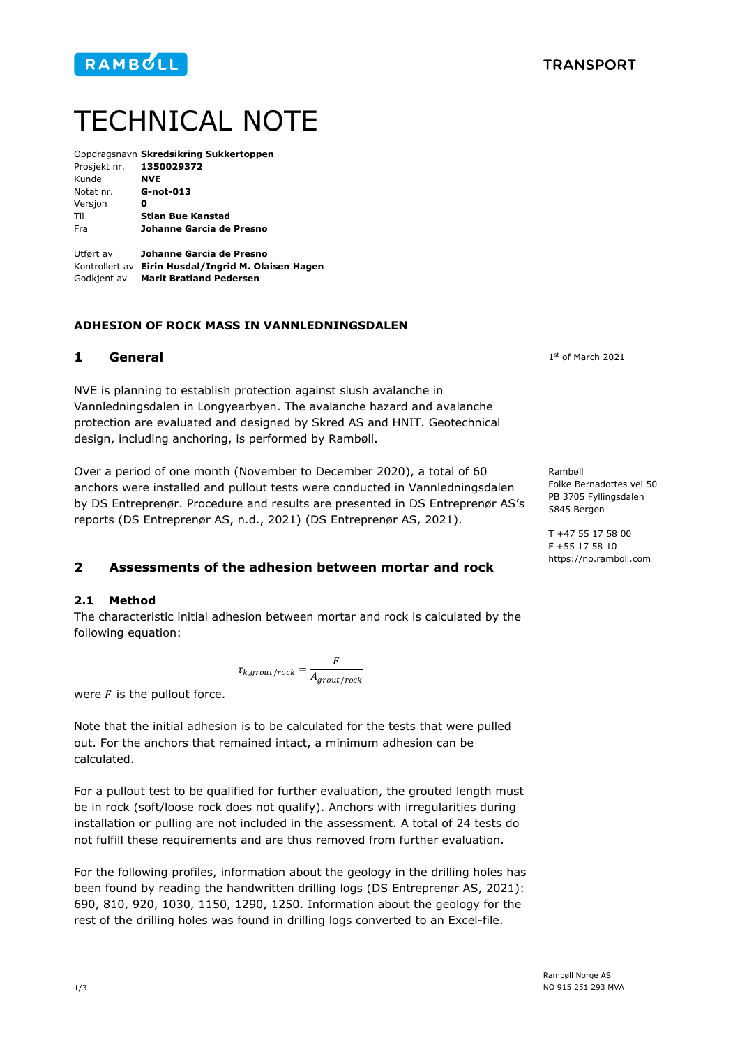RAMBØLL

TRANSPORT

# TECHNICAL NOTE

Oppdragsnavn **Skredsikring Sukkertoppen**
Prosjekt nr. **1350029372**
Kunde **NVE**
Notat nr. **G-not-013**
Versjon **0**
Til **Stian Bue Kanstad**
Fra **Johanne Garcia de Presno**

Utført av **Johanne Garcia de Presno**
Kontrollert av **Eirin Husdal/Ingrid M. Olaisen Hagen**
Godkjent av **Marit Bratland Pedersen**

**ADHESION OF ROCK MASS IN VANNLEDNINGSDALEN**

1st of March 2021

## 1 General

NVE is planning to establish protection against slush avalanche in Vannledningsdalen in Longyearbyen. The avalanche hazard and avalanche protection are evaluated and designed by Skred AS and HNIT. Geotechnical design, including anchoring, is performed by Rambøll.

Over a period of one month (November to December 2020), a total of 60 anchors were installed and pullout tests were conducted in Vannledningsdalen by DS Entreprenør. Procedure and results are presented in DS Entreprenør AS's reports (DS Entreprenør AS, n.d., 2021) (DS Entreprenør AS, 2021).

Rambøll
Folke Bernadottes vei 50
PB 3705 Fyllingsdalen
5845 Bergen

T +47 55 17 58 00
F +55 17 58 10
https://no.ramboll.com

## 2 Assessments of the adhesion between mortar and rock

### 2.1 Method

The characteristic initial adhesion between mortar and rock is calculated by the following equation:

$$\tau_{k,grout/rock} = \frac{F}{A_{grout/rock}}$$

were $F$ is the pullout force.

Note that the initial adhesion is to be calculated for the tests that were pulled out. For the anchors that remained intact, a minimum adhesion can be calculated.

For a pullout test to be qualified for further evaluation, the grouted length must be in rock (soft/loose rock does not qualify). Anchors with irregularities during installation or pulling are not included in the assessment. A total of 24 tests do not fulfill these requirements and are thus removed from further evaluation.

For the following profiles, information about the geology in the drilling holes has been found by reading the handwritten drilling logs (DS Entreprenør AS, 2021): 690, 810, 920, 1030, 1150, 1290, 1250. Information about the geology for the rest of the drilling holes was found in drilling logs converted to an Excel-file.

Rambøll Norge AS
NO 915 251 293 MVA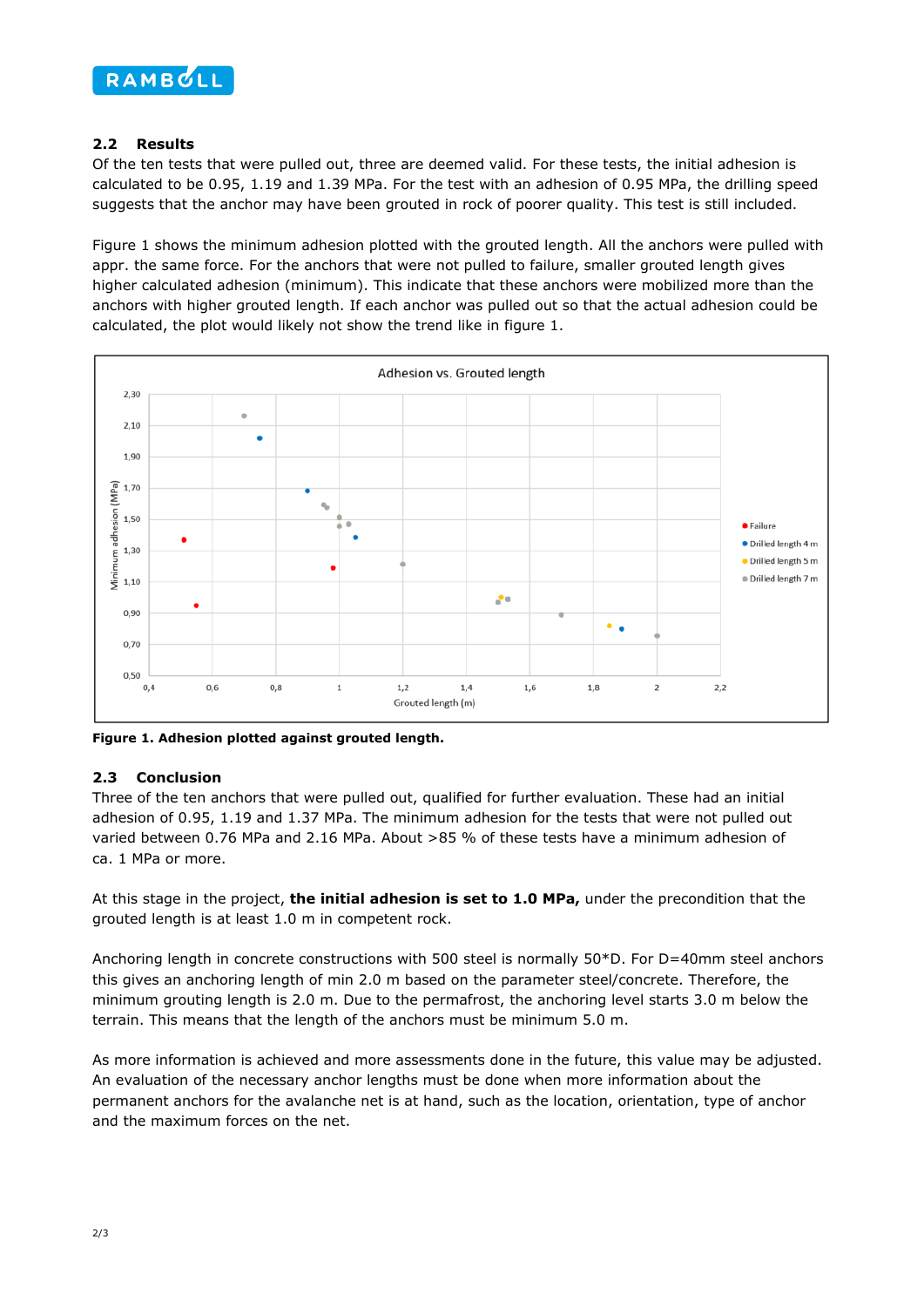## 2.2 Results

Of the ten tests that were pulled out, three are deemed valid. For these tests, the initial adhesion is calculated to be 0.95, 1.19 and 1.39 MPa. For the test with an adhesion of 0.95 MPa, the drilling speed suggests that the anchor may have been grouted in rock of poorer quality. This test is still included.

Figure 1 shows the minimum adhesion plotted with the grouted length. All the anchors were pulled with appr. the same force. For the anchors that were not pulled to failure, smaller grouted length gives higher calculated adhesion (minimum). This indicate that these anchors were mobilized more than the anchors with higher grouted length. If each anchor was pulled out so that the actual adhesion could be calculated, the plot would likely not show the trend like in figure 1.

**Figure 1. Adhesion plotted against grouted length.**

## 2.3 Conclusion

Three of the ten anchors that were pulled out, qualified for further evaluation. These had an initial adhesion of 0.95, 1.19 and 1.37 MPa. The minimum adhesion for the tests that were not pulled out varied between 0.76 MPa and 2.16 MPa. About >85 % of these tests have a minimum adhesion of ca. 1 MPa or more.

At this stage in the project, **the initial adhesion is set to 1.0 MPa,** under the precondition that the grouted length is at least 1.0 m in competent rock.

Anchoring length in concrete constructions with 500 steel is normally 50*D. For D=40mm steel anchors this gives an anchoring length of min 2.0 m based on the parameter steel/concrete. Therefore, the minimum grouting length is 2.0 m. Due to the permafrost, the anchoring level starts 3.0 m below the terrain. This means that the length of the anchors must be minimum 5.0 m.

As more information is achieved and more assessments done in the future, this value may be adjusted. An evaluation of the necessary anchor lengths must be done when more information about the permanent anchors for the avalanche net is at hand, such as the location, orientation, type of anchor and the maximum forces on the net.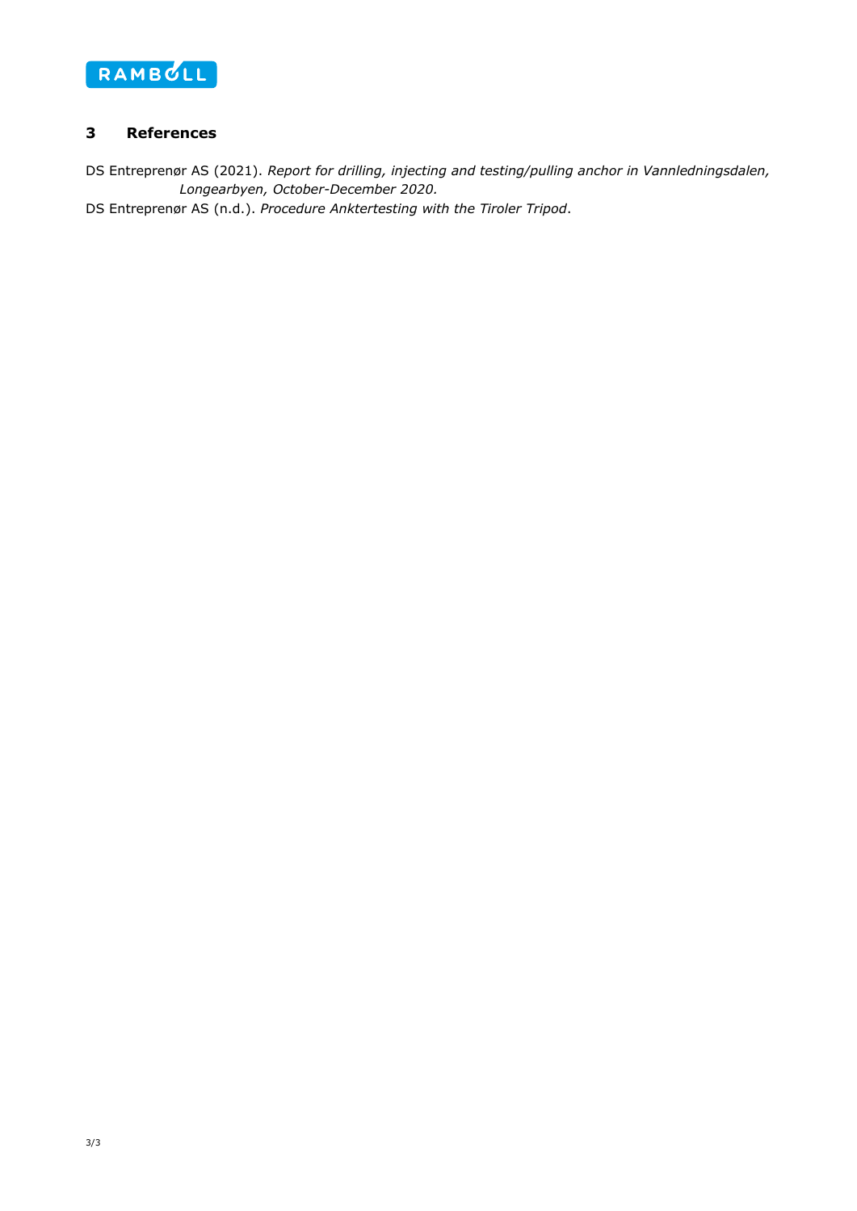## 3 References

DS Entreprenør AS (2021). *Report for drilling, injecting and testing/pulling anchor in Vannledningsdalen, Longearbyen, October-December 2020.*

DS Entreprenør AS (n.d.). *Procedure Anktertesting with the Tiroler Tripod*.